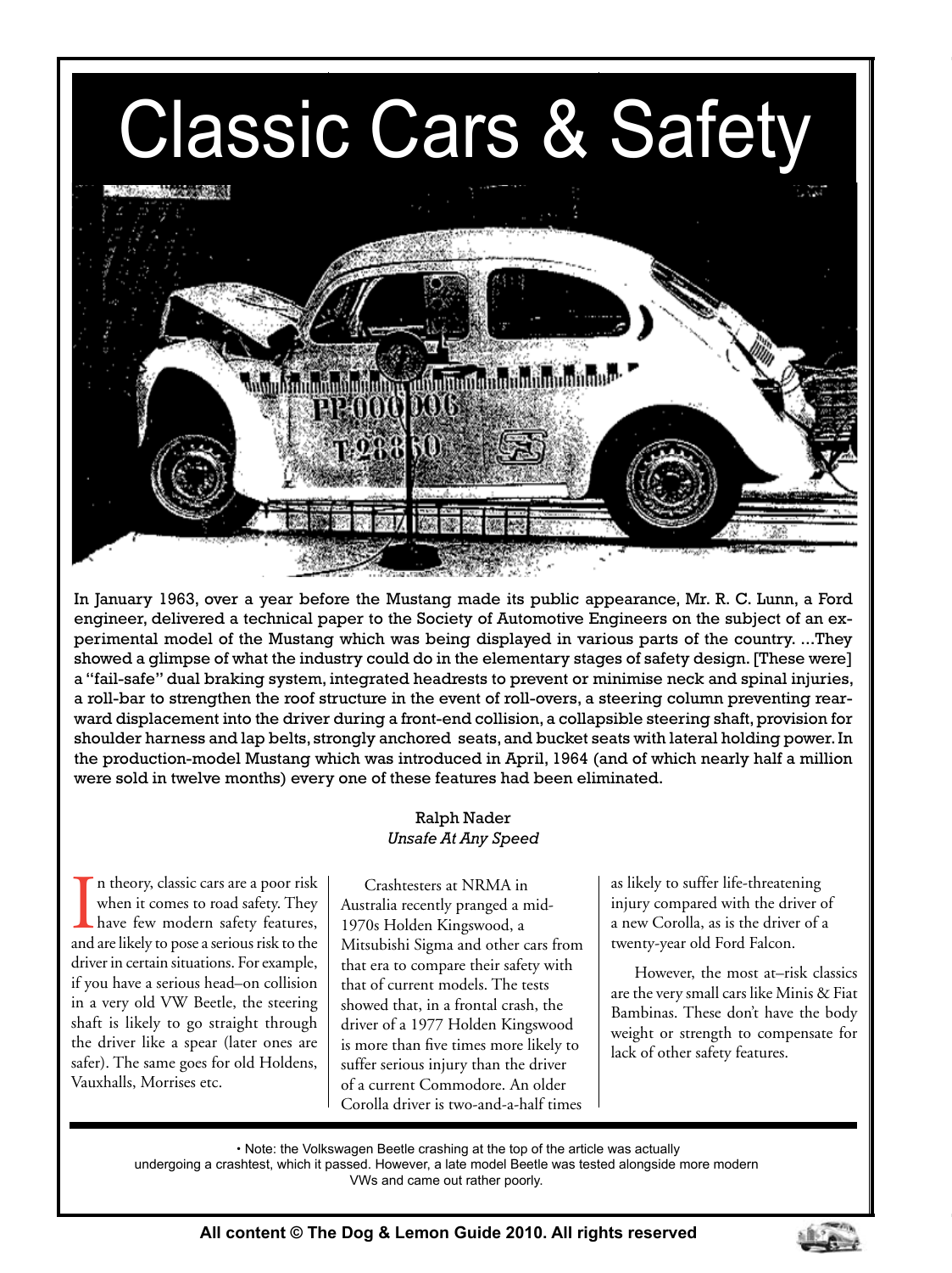# Classic Cars & Safety

In January 1963, over a year before the Mustang made its public appearance, Mr. R. C. Lunn, a Ford engineer, delivered a technical paper to the Society of Automotive Engineers on the subject of an experimental model of the Mustang which was being displayed in various parts of the country. ...They showed a glimpse of what the industry could do in the elementary stages of safety design. [These were] a "fail-safe" dual braking system, integrated headrests to prevent or minimise neck and spinal injuries, a roll-bar to strengthen the roof structure in the event of roll-overs, a steering column preventing rearward displacement into the driver during a front-end collision, a collapsible steering shaft, provision for shoulder harness and lap belts, strongly anchored seats, and bucket seats with lateral holding power. In the production-model Mustang which was introduced in April, 1964 (and of which nearly half a million were sold in twelve months) every one of these features had been eliminated.

Ralph Nader
*Unsafe At Any Speed*

In theory, classic cars are a poor risk when it comes to road safety. They have few modern safety features, and are likely to pose a serious risk to the driver in certain situations. For example, if you have a serious head–on collision in a very old VW Beetle, the steering shaft is likely to go straight through the driver like a spear (later ones are safer). The same goes for old Holdens, Vauxhalls, Morrises etc.

Crashtesters at NRMA in Australia recently pranged a mid-1970s Holden Kingswood, a Mitsubishi Sigma and other cars from that era to compare their safety with that of current models. The tests showed that, in a frontal crash, the driver of a 1977 Holden Kingswood is more than five times more likely to suffer serious injury than the driver of a current Commodore. An older Corolla driver is two-and-a-half times as likely to suffer life-threatening injury compared with the driver of a new Corolla, as is the driver of a twenty-year old Ford Falcon.

However, the most at–risk classics are the very small cars like Minis & Fiat Bambinas. These don't have the body weight or strength to compensate for lack of other safety features.

• Note: the Volkswagen Beetle crashing at the top of the article was actually undergoing a crashtest, which it passed. However, a late model Beetle was tested alongside more modern VWs and came out rather poorly.

**All content © The Dog & Lemon Guide 2010. All rights reserved**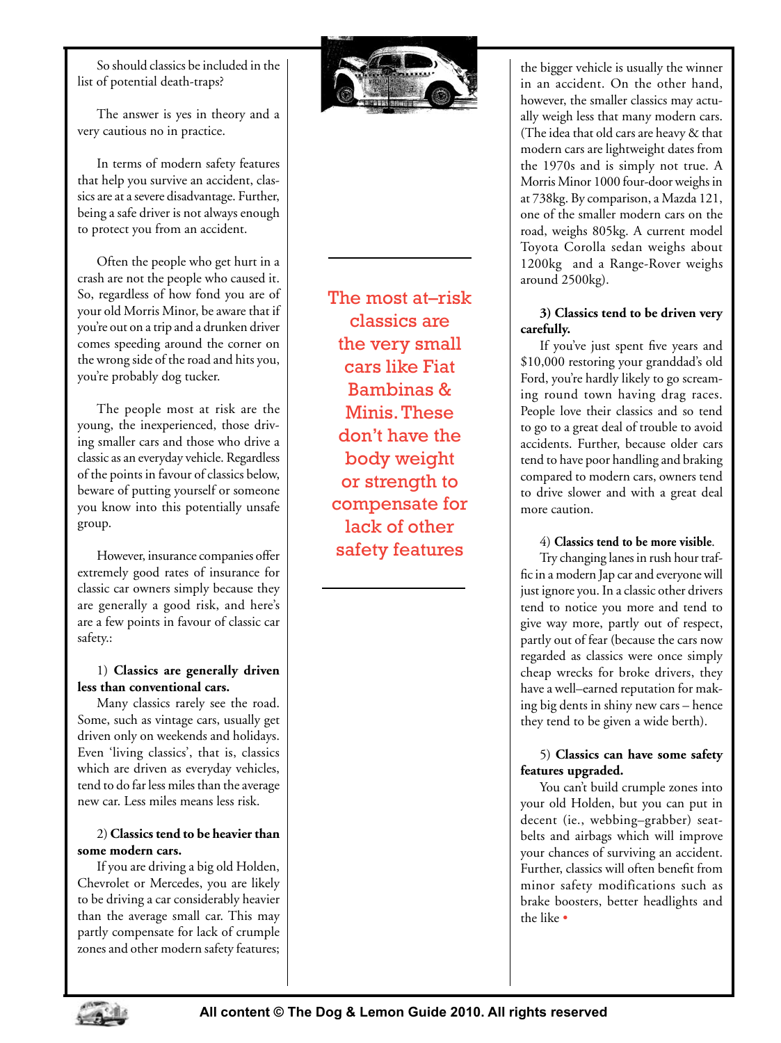So should classics be included in the list of potential death-traps?

The answer is yes in theory and a very cautious no in practice.

In terms of modern safety features that help you survive an accident, classics are at a severe disadvantage. Further, being a safe driver is not always enough to protect you from an accident.

Often the people who get hurt in a crash are not the people who caused it. So, regardless of how fond you are of your old Morris Minor, be aware that if you're out on a trip and a drunken driver comes speeding around the corner on the wrong side of the road and hits you, you're probably dog tucker.

The people most at risk are the young, the inexperienced, those driving smaller cars and those who drive a classic as an everyday vehicle. Regardless of the points in favour of classics below, beware of putting yourself or someone you know into this potentially unsafe group.

However, insurance companies offer extremely good rates of insurance for classic car owners simply because they are generally a good risk, and here's are a few points in favour of classic car safety.:

1) **Classics are generally driven less than conventional cars.**

Many classics rarely see the road. Some, such as vintage cars, usually get driven only on weekends and holidays. Even 'living classics', that is, classics which are driven as everyday vehicles, tend to do far less miles than the average new car. Less miles means less risk.

2) **Classics tend to be heavier than some modern cars.**

If you are driving a big old Holden, Chevrolet or Mercedes, you are likely to be driving a car considerably heavier than the average small car. This may partly compensate for lack of crumple zones and other modern safety features; the bigger vehicle is usually the winner in an accident. On the other hand, however, the smaller classics may actually weigh less that many modern cars. (The idea that old cars are heavy & that modern cars are lightweight dates from the 1970s and is simply not true. A Morris Minor 1000 four-door weighs in at 738kg. By comparison, a Mazda 121, one of the smaller modern cars on the road, weighs 805kg. A current model Toyota Corolla sedan weighs about 1200kg and a Range-Rover weighs around 2500kg).

The most at–risk classics are the very small cars like Fiat Bambinas & Minis. These don't have the body weight or strength to compensate for lack of other safety features

3) **Classics tend to be driven very carefully.**

If you've just spent five years and $10,000 restoring your granddad's old Ford, you're hardly likely to go screaming round town having drag races. People love their classics and so tend to go to a great deal of trouble to avoid accidents. Further, because older cars tend to have poor handling and braking compared to modern cars, owners tend to drive slower and with a great deal more caution.

4) **Classics tend to be more visible**.

Try changing lanes in rush hour traffic in a modern Jap car and everyone will just ignore you. In a classic other drivers tend to notice you more and tend to give way more, partly out of respect, partly out of fear (because the cars now regarded as classics were once simply cheap wrecks for broke drivers, they have a well–earned reputation for making big dents in shiny new cars – hence they tend to be given a wide berth).

5) **Classics can have some safety features upgraded.**

You can't build crumple zones into your old Holden, but you can put in decent (ie., webbing–grabber) seatbelts and airbags which will improve your chances of surviving an accident. Further, classics will often benefit from minor safety modifications such as brake boosters, better headlights and the like •